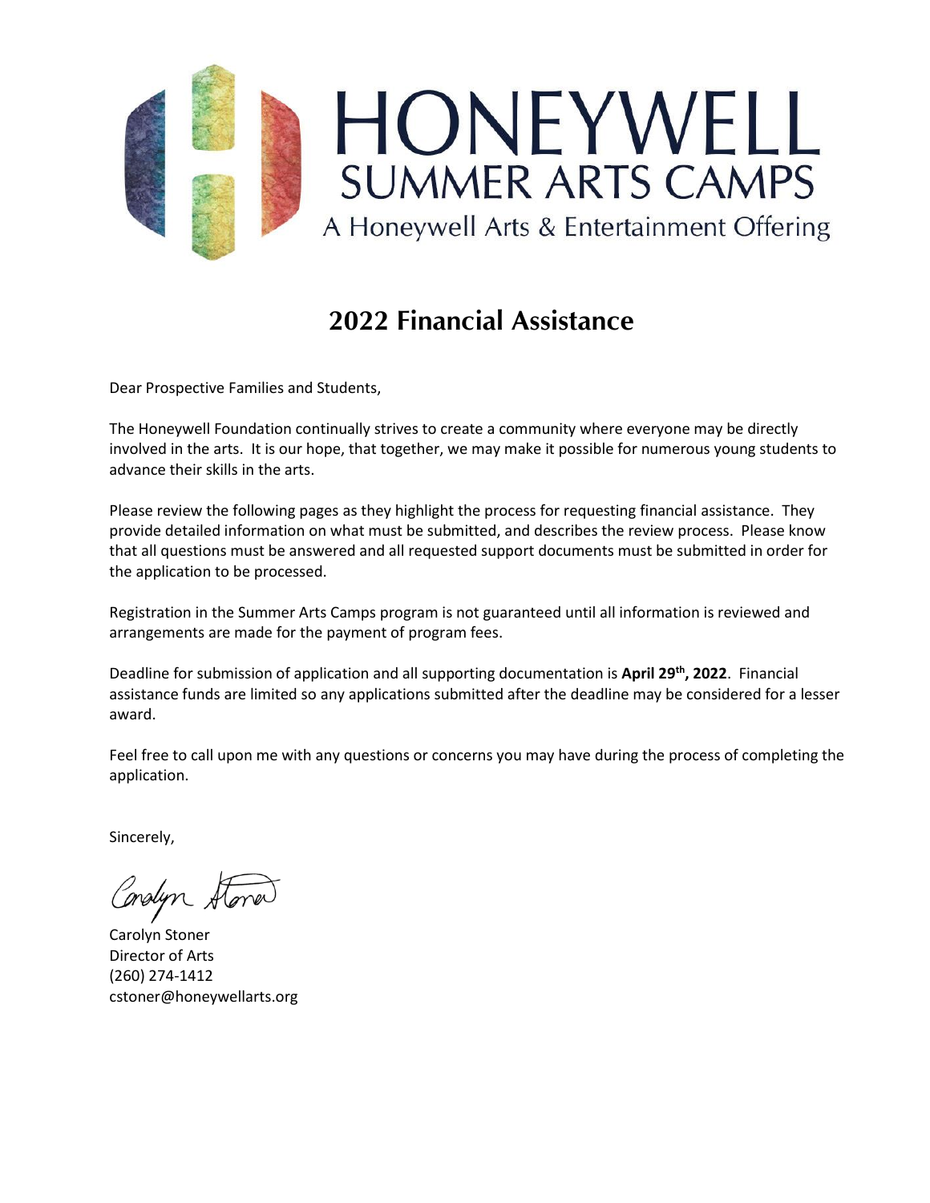# HONEYWELL
## SUMMER ARTS CAMPS
A Honeywell Arts & Entertainment Offering

## 2022 Financial Assistance

Dear Prospective Families and Students,

The Honeywell Foundation continually strives to create a community where everyone may be directly involved in the arts. It is our hope, that together, we may make it possible for numerous young students to advance their skills in the arts.

Please review the following pages as they highlight the process for requesting financial assistance. They provide detailed information on what must be submitted, and describes the review process. Please know that all questions must be answered and all requested support documents must be submitted in order for the application to be processed.

Registration in the Summer Arts Camps program is not guaranteed until all information is reviewed and arrangements are made for the payment of program fees.

Deadline for submission of application and all supporting documentation is **April 29th, 2022**. Financial assistance funds are limited so any applications submitted after the deadline may be considered for a lesser award.

Feel free to call upon me with any questions or concerns you may have during the process of completing the application.

Sincerely,

Carolyn Stoner
Director of Arts
(260) 274-1412
cstoner@honeywellarts.org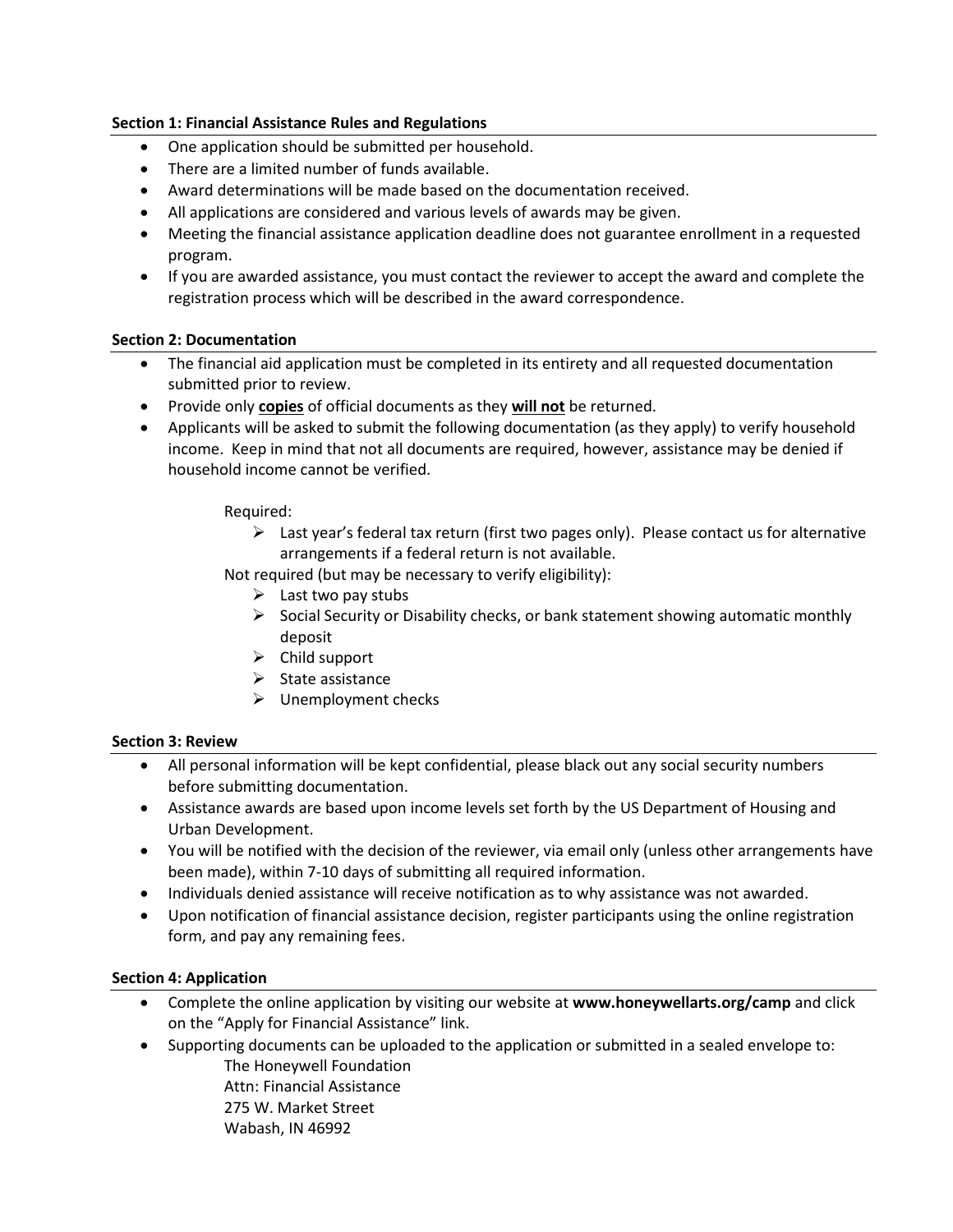### Section 1: Financial Assistance Rules and Regulations

- One application should be submitted per household.
- There are a limited number of funds available.
- Award determinations will be made based on the documentation received.
- All applications are considered and various levels of awards may be given.
- Meeting the financial assistance application deadline does not guarantee enrollment in a requested program.
- If you are awarded assistance, you must contact the reviewer to accept the award and complete the registration process which will be described in the award correspondence.

### Section 2: Documentation

- The financial aid application must be completed in its entirety and all requested documentation submitted prior to review.
- Provide only **copies** of official documents as they **will not** be returned.
- Applicants will be asked to submit the following documentation (as they apply) to verify household income. Keep in mind that not all documents are required, however, assistance may be denied if household income cannot be verified.

  Required:
  - Last year's federal tax return (first two pages only). Please contact us for alternative arrangements if a federal return is not available.

  Not required (but may be necessary to verify eligibility):
  - Last two pay stubs
  - Social Security or Disability checks, or bank statement showing automatic monthly deposit
  - Child support
  - State assistance
  - Unemployment checks

### Section 3: Review

- All personal information will be kept confidential, please black out any social security numbers before submitting documentation.
- Assistance awards are based upon income levels set forth by the US Department of Housing and Urban Development.
- You will be notified with the decision of the reviewer, via email only (unless other arrangements have been made), within 7-10 days of submitting all required information.
- Individuals denied assistance will receive notification as to why assistance was not awarded.
- Upon notification of financial assistance decision, register participants using the online registration form, and pay any remaining fees.

### Section 4: Application

- Complete the online application by visiting our website at **www.honeywellarts.org/camp** and click on the "Apply for Financial Assistance" link.
- Supporting documents can be uploaded to the application or submitted in a sealed envelope to:

  The Honeywell Foundation
  Attn: Financial Assistance
  275 W. Market Street
  Wabash, IN 46992